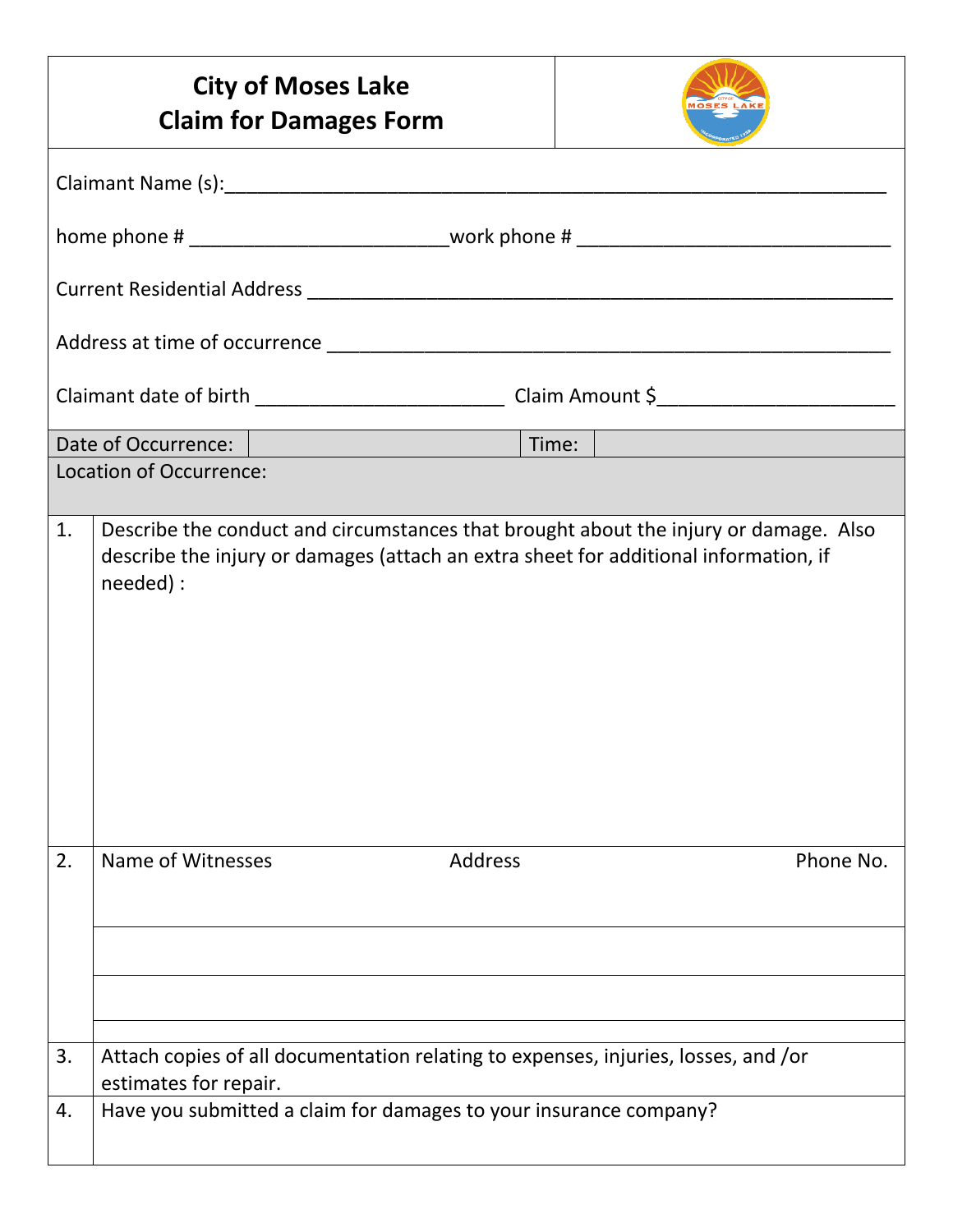# City of Moses Lake
# Claim for Damages Form

Claimant Name (s):_______________________________________________________________

home phone # ________________________work phone # ______________________________

Current Residential Address _______________________________________________________

Address at time of occurrence _____________________________________________________

Claimant date of birth _______________________ Claim Amount $______________________

| Date of Occurrence: | | Time: | |
|---|---|---|---|
| Location of Occurrence: | | | |

1. Describe the conduct and circumstances that brought about the injury or damage. Also describe the injury or damages (attach an extra sheet for additional information, if needed) :

2. Name of Witnesses | Address | Phone No.

| Name of Witnesses | Address | Phone No. |
|---|---|---|
| | | |
| | | |
| | | |

3. Attach copies of all documentation relating to expenses, injuries, losses, and /or estimates for repair.

4. Have you submitted a claim for damages to your insurance company?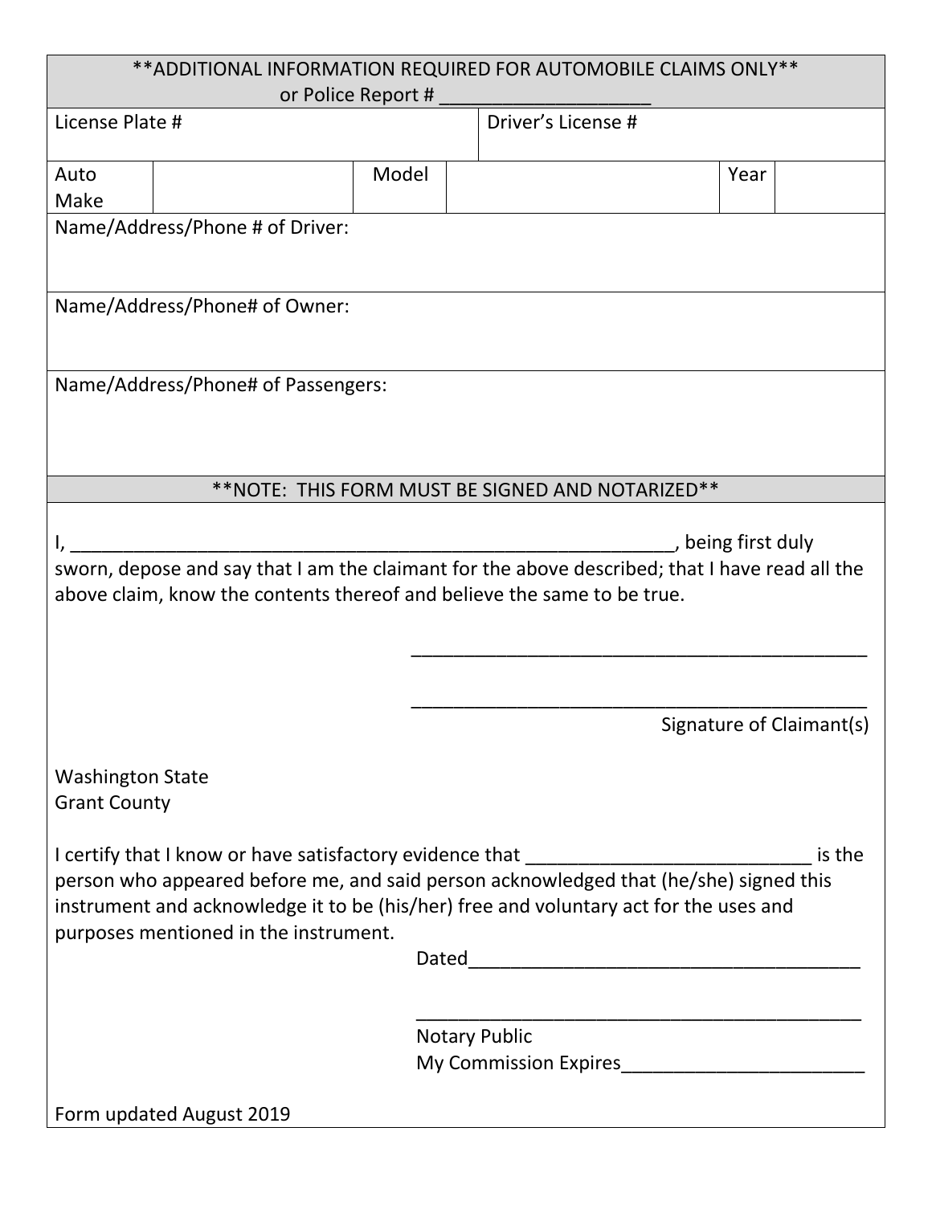| **ADDITIONAL INFORMATION REQUIRED FOR AUTOMOBILE CLAIMS ONLY** or Police Report # ____________________ | | | | | |
|---|---|---|---|---|---|
| License Plate # | | | Driver's License # | | |
| Auto Make | | Model | | Year | |
| Name/Address/Phone # of Driver: | | | | | |
| Name/Address/Phone# of Owner: | | | | | |
| Name/Address/Phone# of Passengers: | | | | | |

**NOTE: THIS FORM MUST BE SIGNED AND NOTARIZED**

I, ____________________________________________________________, being first duly sworn, depose and say that I am the claimant for the above described; that I have read all the above claim, know the contents thereof and believe the same to be true.

____________________________________________

____________________________________________

Signature of Claimant(s)

Washington State
Grant County

I certify that I know or have satisfactory evidence that ___________________________ is the person who appeared before me, and said person acknowledged that (he/she) signed this instrument and acknowledge it to be (his/her) free and voluntary act for the uses and purposes mentioned in the instrument.

Dated_______________________________________

____________________________________________

Notary Public

My Commission Expires_______________________

Form updated August 2019